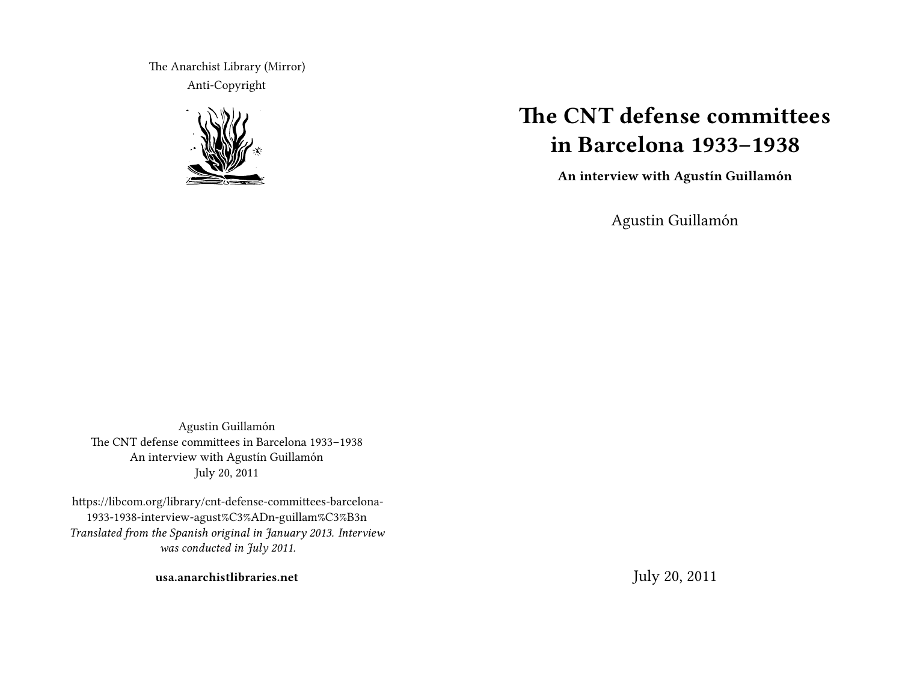# The CNT defense committees in Barcelona 1933–1938

**An interview with Agustín Guillamón**

Agustin Guillamón

July 20, 2011

The Anarchist Library (Mirror)
Anti-Copyright

Agustin Guillamón
The CNT defense committees in Barcelona 1933–1938
An interview with Agustín Guillamón
July 20, 2011

https://libcom.org/library/cnt-defense-committees-barcelona-1933-1938-interview-agust%C3%ADn-guillam%C3%B3n
*Translated from the Spanish original in January 2013. Interview was conducted in July 2011.*

**usa.anarchistlibraries.net**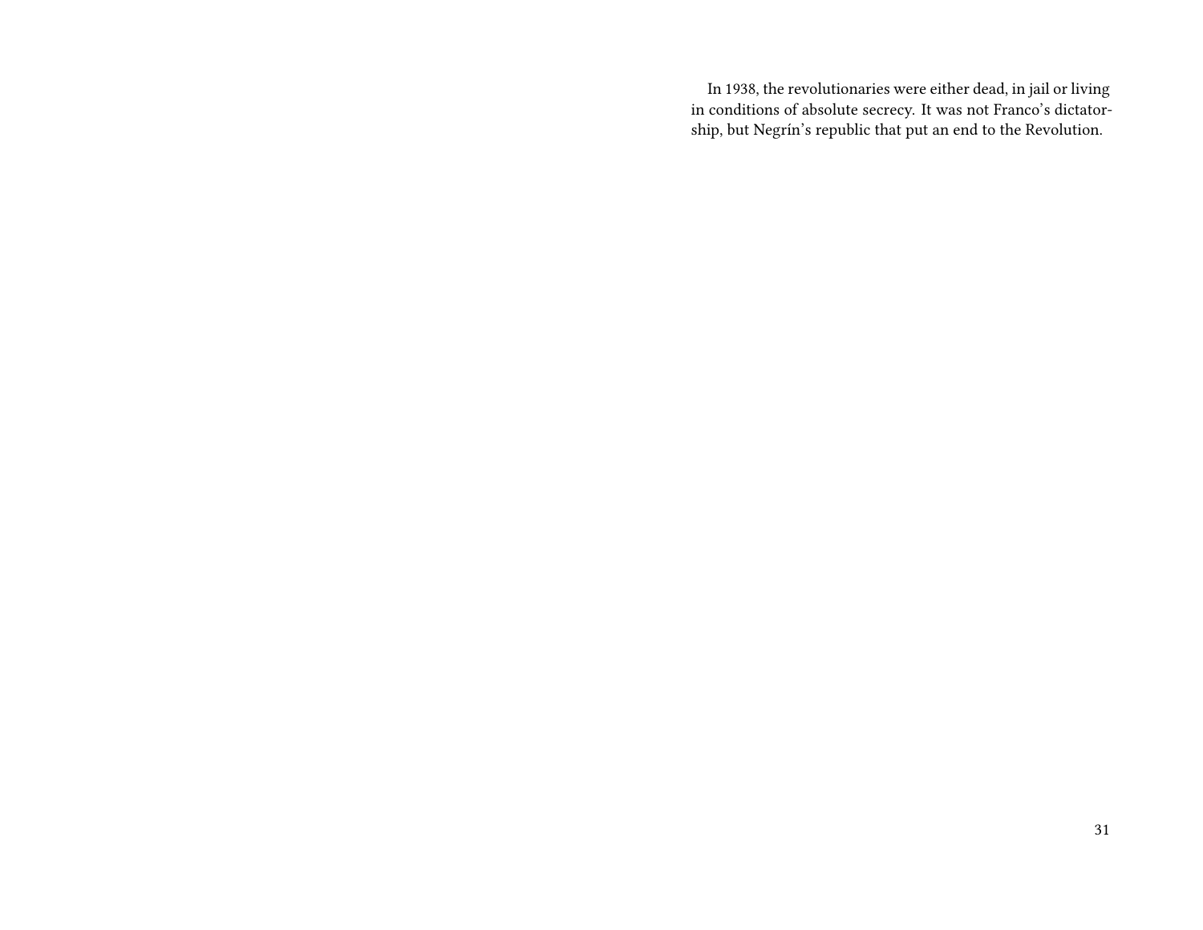In 1938, the revolutionaries were either dead, in jail or living in conditions of absolute secrecy. It was not Franco's dictatorship, but Negrín's republic that put an end to the Revolution.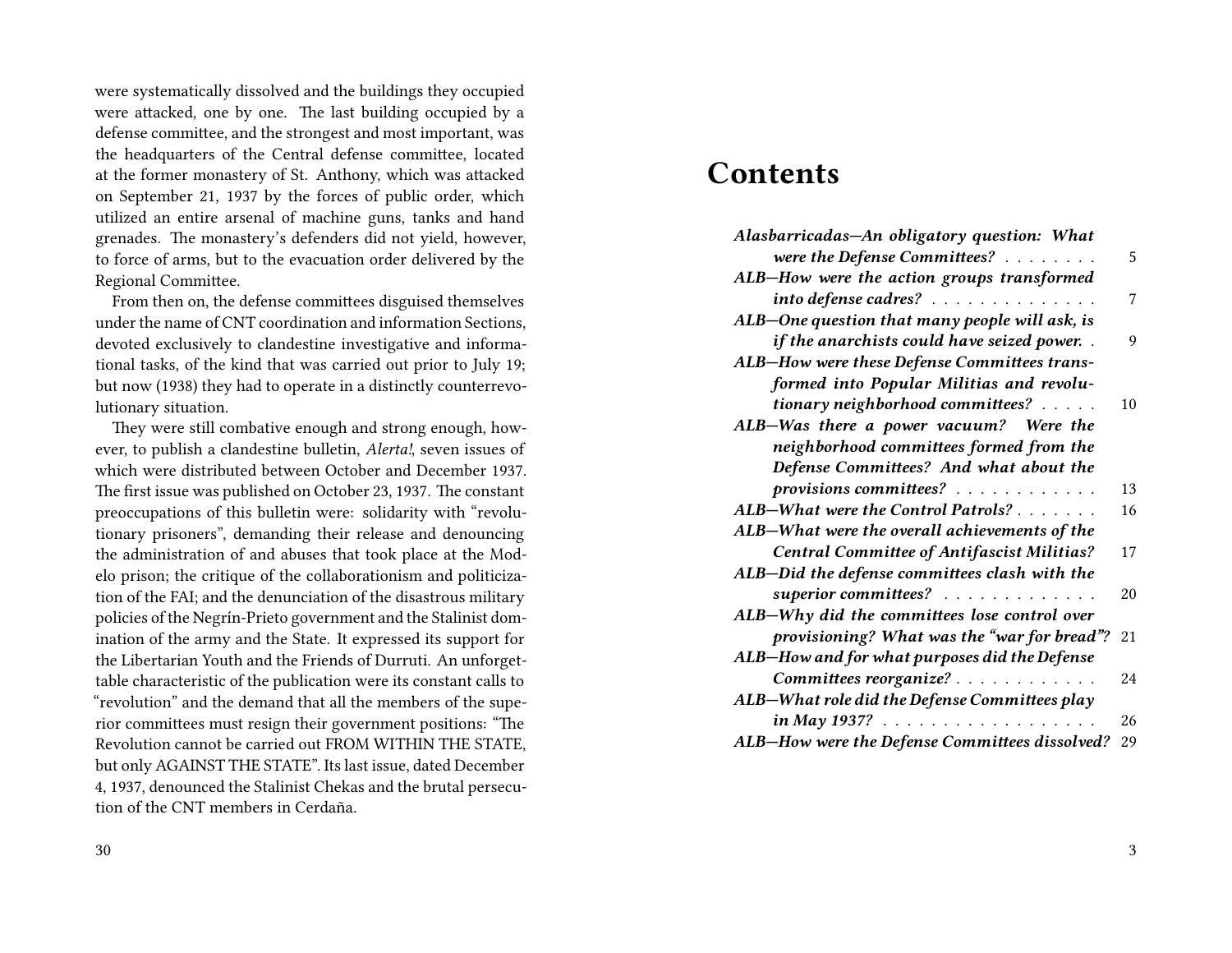were systematically dissolved and the buildings they occupied were attacked, one by one. The last building occupied by a defense committee, and the strongest and most important, was the headquarters of the Central defense committee, located at the former monastery of St. Anthony, which was attacked on September 21, 1937 by the forces of public order, which utilized an entire arsenal of machine guns, tanks and hand grenades. The monastery's defenders did not yield, however, to force of arms, but to the evacuation order delivered by the Regional Committee.

From then on, the defense committees disguised themselves under the name of CNT coordination and information Sections, devoted exclusively to clandestine investigative and informational tasks, of the kind that was carried out prior to July 19; but now (1938) they had to operate in a distinctly counterrevolutionary situation.

They were still combative enough and strong enough, however, to publish a clandestine bulletin, *Alerta!*, seven issues of which were distributed between October and December 1937. The first issue was published on October 23, 1937. The constant preoccupations of this bulletin were: solidarity with "revolutionary prisoners", demanding their release and denouncing the administration of and abuses that took place at the Modelo prison; the critique of the collaborationism and politicization of the FAI; and the denunciation of the disastrous military policies of the Negrín-Prieto government and the Stalinist domination of the army and the State. It expressed its support for the Libertarian Youth and the Friends of Durruti. An unforgettable characteristic of the publication were its constant calls to "revolution" and the demand that all the members of the superior committees must resign their government positions: "The Revolution cannot be carried out FROM WITHIN THE STATE, but only AGAINST THE STATE". Its last issue, dated December 4, 1937, denounced the Stalinist Chekas and the brutal persecution of the CNT members in Cerdaña.

# Contents

- ***Alasbarricadas—An obligatory question: What were the Defense Committees?*** ........ 5
- ***ALB—How were the action groups transformed into defense cadres?*** .............. 7
- ***ALB—One question that many people will ask, is if the anarchists could have seized power.*** . 9
- ***ALB—How were these Defense Committees transformed into Popular Militias and revolutionary neighborhood committees?*** ..... 10
- ***ALB—Was there a power vacuum? Were the neighborhood committees formed from the Defense Committees? And what about the provisions committees?*** ............ 13
- ***ALB—What were the Control Patrols?*** ....... 16
- ***ALB—What were the overall achievements of the Central Committee of Antifascist Militias?*** 17
- ***ALB—Did the defense committees clash with the superior committees?*** ............. 20
- ***ALB—Why did the committees lose control over provisioning? What was the "war for bread"?*** 21
- ***ALB—How and for what purposes did the Defense Committees reorganize?*** ............ 24
- ***ALB—What role did the Defense Committees play in May 1937?*** .................. 26
- ***ALB—How were the Defense Committees dissolved?*** 29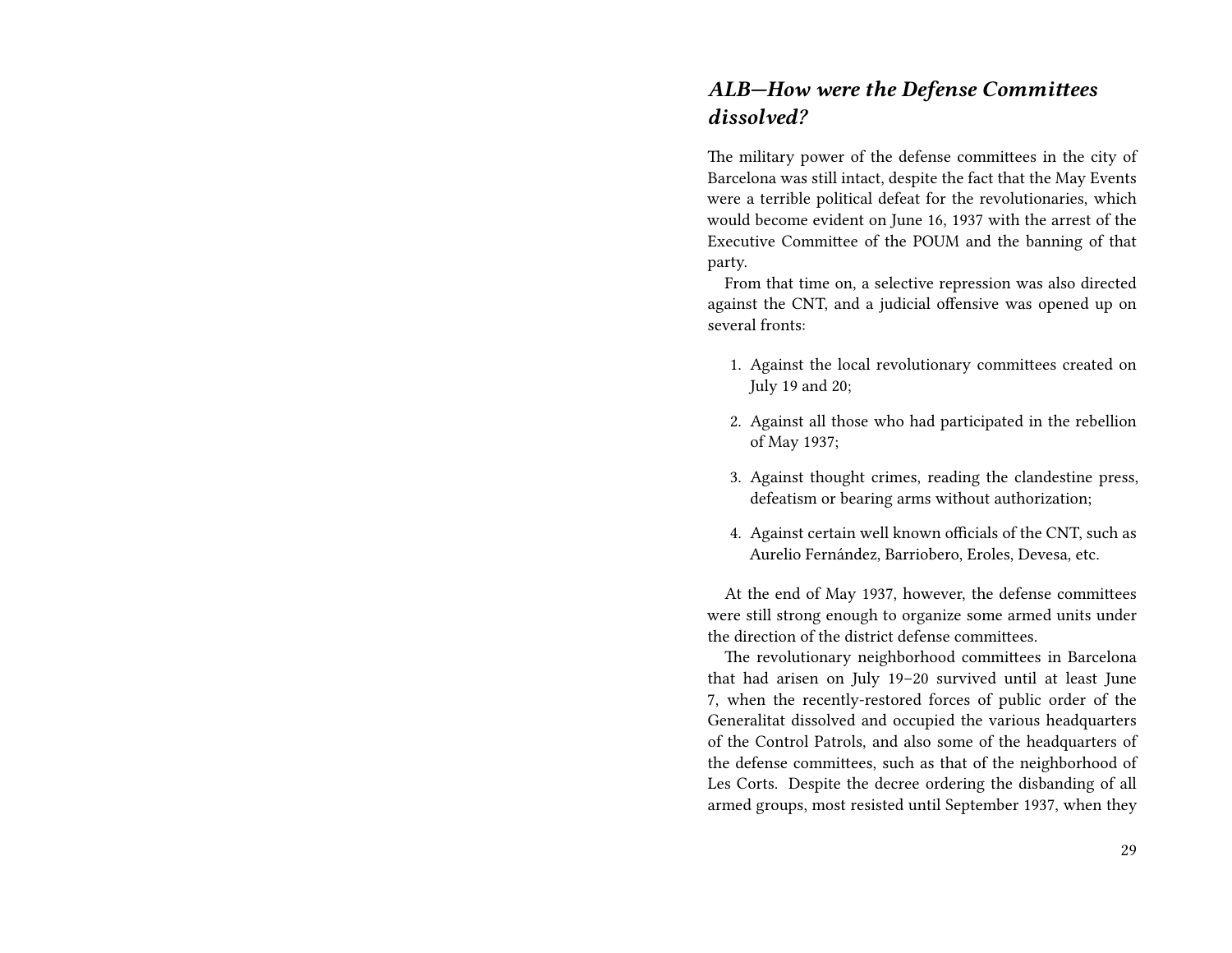### *ALB—How were the Defense Committees dissolved?*

The military power of the defense committees in the city of Barcelona was still intact, despite the fact that the May Events were a terrible political defeat for the revolutionaries, which would become evident on June 16, 1937 with the arrest of the Executive Committee of the POUM and the banning of that party.

From that time on, a selective repression was also directed against the CNT, and a judicial offensive was opened up on several fronts:

1. Against the local revolutionary committees created on July 19 and 20;
2. Against all those who had participated in the rebellion of May 1937;
3. Against thought crimes, reading the clandestine press, defeatism or bearing arms without authorization;
4. Against certain well known officials of the CNT, such as Aurelio Fernández, Barriobero, Eroles, Devesa, etc.

At the end of May 1937, however, the defense committees were still strong enough to organize some armed units under the direction of the district defense committees.

The revolutionary neighborhood committees in Barcelona that had arisen on July 19–20 survived until at least June 7, when the recently-restored forces of public order of the Generalitat dissolved and occupied the various headquarters of the Control Patrols, and also some of the headquarters of the defense committees, such as that of the neighborhood of Les Corts. Despite the decree ordering the disbanding of all armed groups, most resisted until September 1937, when they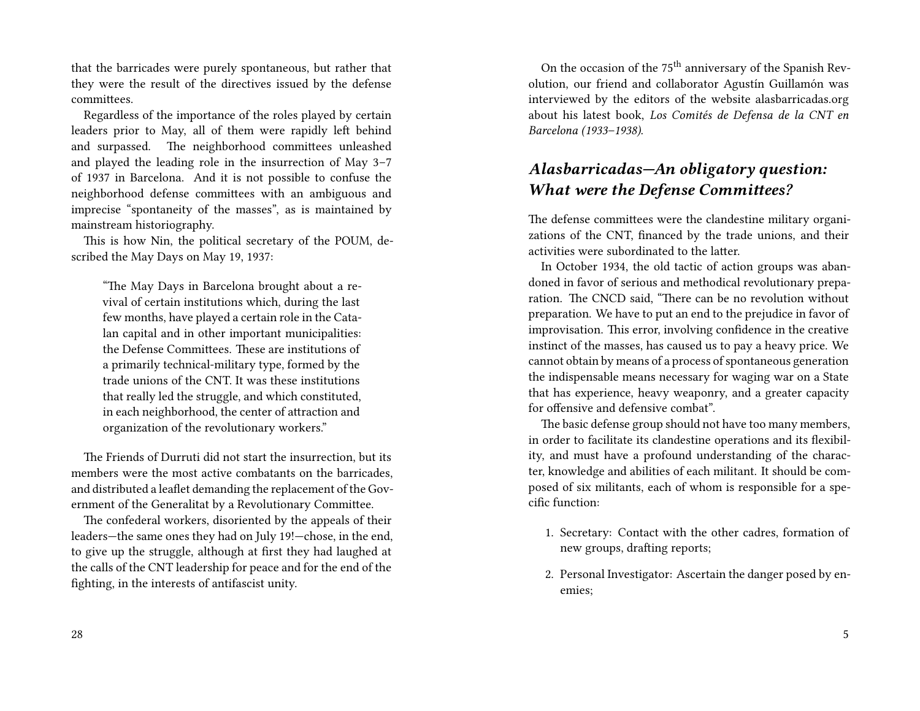that the barricades were purely spontaneous, but rather that they were the result of the directives issued by the defense committees.

Regardless of the importance of the roles played by certain leaders prior to May, all of them were rapidly left behind and surpassed. The neighborhood committees unleashed and played the leading role in the insurrection of May 3–7 of 1937 in Barcelona. And it is not possible to confuse the neighborhood defense committees with an ambiguous and imprecise "spontaneity of the masses", as is maintained by mainstream historiography.

This is how Nin, the political secretary of the POUM, described the May Days on May 19, 1937:

> "The May Days in Barcelona brought about a revival of certain institutions which, during the last few months, have played a certain role in the Catalan capital and in other important municipalities: the Defense Committees. These are institutions of a primarily technical-military type, formed by the trade unions of the CNT. It was these institutions that really led the struggle, and which constituted, in each neighborhood, the center of attraction and organization of the revolutionary workers."

The Friends of Durruti did not start the insurrection, but its members were the most active combatants on the barricades, and distributed a leaflet demanding the replacement of the Government of the Generalitat by a Revolutionary Committee.

The confederal workers, disoriented by the appeals of their leaders—the same ones they had on July 19!—chose, in the end, to give up the struggle, although at first they had laughed at the calls of the CNT leadership for peace and for the end of the fighting, in the interests of antifascist unity.

On the occasion of the 75th anniversary of the Spanish Revolution, our friend and collaborator Agustín Guillamón was interviewed by the editors of the website alasbarricadas.org about his latest book, *Los Comités de Defensa de la CNT en Barcelona (1933–1938).*

## *Alasbarricadas—An obligatory question: What were the Defense Committees?*

The defense committees were the clandestine military organizations of the CNT, financed by the trade unions, and their activities were subordinated to the latter.

In October 1934, the old tactic of action groups was abandoned in favor of serious and methodical revolutionary preparation. The CNCD said, "There can be no revolution without preparation. We have to put an end to the prejudice in favor of improvisation. This error, involving confidence in the creative instinct of the masses, has caused us to pay a heavy price. We cannot obtain by means of a process of spontaneous generation the indispensable means necessary for waging war on a State that has experience, heavy weaponry, and a greater capacity for offensive and defensive combat".

The basic defense group should not have too many members, in order to facilitate its clandestine operations and its flexibility, and must have a profound understanding of the character, knowledge and abilities of each militant. It should be composed of six militants, each of whom is responsible for a specific function:

1. Secretary: Contact with the other cadres, formation of new groups, drafting reports;
2. Personal Investigator: Ascertain the danger posed by enemies;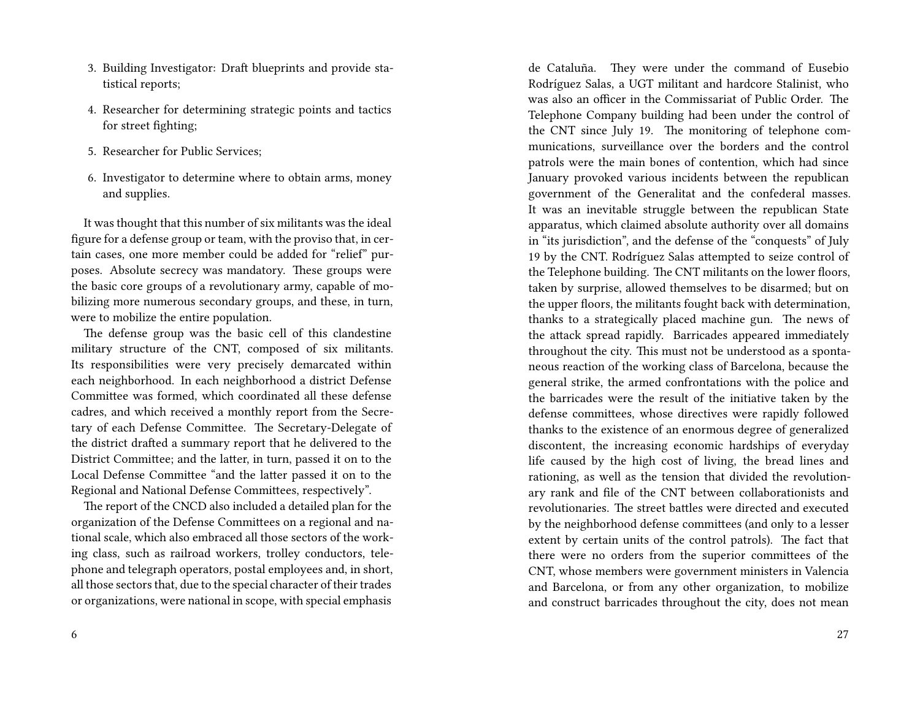3. Building Investigator: Draft blueprints and provide statistical reports;
4. Researcher for determining strategic points and tactics for street fighting;
5. Researcher for Public Services;
6. Investigator to determine where to obtain arms, money and supplies.

It was thought that this number of six militants was the ideal figure for a defense group or team, with the proviso that, in certain cases, one more member could be added for "relief" purposes. Absolute secrecy was mandatory. These groups were the basic core groups of a revolutionary army, capable of mobilizing more numerous secondary groups, and these, in turn, were to mobilize the entire population.

The defense group was the basic cell of this clandestine military structure of the CNT, composed of six militants. Its responsibilities were very precisely demarcated within each neighborhood. In each neighborhood a district Defense Committee was formed, which coordinated all these defense cadres, and which received a monthly report from the Secretary of each Defense Committee. The Secretary-Delegate of the district drafted a summary report that he delivered to the District Committee; and the latter, in turn, passed it on to the Local Defense Committee "and the latter passed it on to the Regional and National Defense Committees, respectively".

The report of the CNCD also included a detailed plan for the organization of the Defense Committees on a regional and national scale, which also embraced all those sectors of the working class, such as railroad workers, trolley conductors, telephone and telegraph operators, postal employees and, in short, all those sectors that, due to the special character of their trades or organizations, were national in scope, with special emphasis

de Cataluña. They were under the command of Eusebio Rodríguez Salas, a UGT militant and hardcore Stalinist, who was also an officer in the Commissariat of Public Order. The Telephone Company building had been under the control of the CNT since July 19. The monitoring of telephone communications, surveillance over the borders and the control patrols were the main bones of contention, which had since January provoked various incidents between the republican government of the Generalitat and the confederal masses. It was an inevitable struggle between the republican State apparatus, which claimed absolute authority over all domains in "its jurisdiction", and the defense of the "conquests" of July 19 by the CNT. Rodríguez Salas attempted to seize control of the Telephone building. The CNT militants on the lower floors, taken by surprise, allowed themselves to be disarmed; but on the upper floors, the militants fought back with determination, thanks to a strategically placed machine gun. The news of the attack spread rapidly. Barricades appeared immediately throughout the city. This must not be understood as a spontaneous reaction of the working class of Barcelona, because the general strike, the armed confrontations with the police and the barricades were the result of the initiative taken by the defense committees, whose directives were rapidly followed thanks to the existence of an enormous degree of generalized discontent, the increasing economic hardships of everyday life caused by the high cost of living, the bread lines and rationing, as well as the tension that divided the revolutionary rank and file of the CNT between collaborationists and revolutionaries. The street battles were directed and executed by the neighborhood defense committees (and only to a lesser extent by certain units of the control patrols). The fact that there were no orders from the superior committees of the CNT, whose members were government ministers in Valencia and Barcelona, or from any other organization, to mobilize and construct barricades throughout the city, does not mean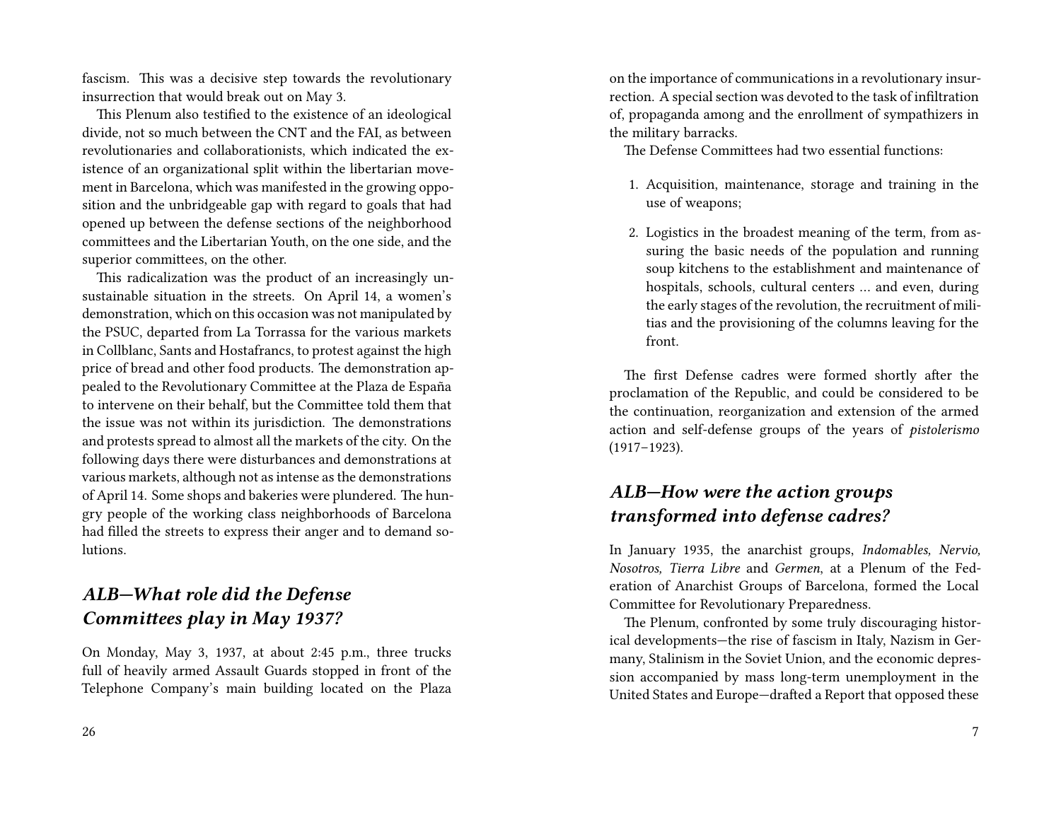fascism. This was a decisive step towards the revolutionary insurrection that would break out on May 3.

This Plenum also testified to the existence of an ideological divide, not so much between the CNT and the FAI, as between revolutionaries and collaborationists, which indicated the existence of an organizational split within the libertarian movement in Barcelona, which was manifested in the growing opposition and the unbridgeable gap with regard to goals that had opened up between the defense sections of the neighborhood committees and the Libertarian Youth, on the one side, and the superior committees, on the other.

This radicalization was the product of an increasingly unsustainable situation in the streets. On April 14, a women's demonstration, which on this occasion was not manipulated by the PSUC, departed from La Torrassa for the various markets in Collblanc, Sants and Hostafrancs, to protest against the high price of bread and other food products. The demonstration appealed to the Revolutionary Committee at the Plaza de España to intervene on their behalf, but the Committee told them that the issue was not within its jurisdiction. The demonstrations and protests spread to almost all the markets of the city. On the following days there were disturbances and demonstrations at various markets, although not as intense as the demonstrations of April 14. Some shops and bakeries were plundered. The hungry people of the working class neighborhoods of Barcelona had filled the streets to express their anger and to demand solutions.

## *ALB—What role did the Defense Committees play in May 1937?*

On Monday, May 3, 1937, at about 2:45 p.m., three trucks full of heavily armed Assault Guards stopped in front of the Telephone Company's main building located on the Plaza

on the importance of communications in a revolutionary insurrection. A special section was devoted to the task of infiltration of, propaganda among and the enrollment of sympathizers in the military barracks.

The Defense Committees had two essential functions:

1. Acquisition, maintenance, storage and training in the use of weapons;
2. Logistics in the broadest meaning of the term, from assuring the basic needs of the population and running soup kitchens to the establishment and maintenance of hospitals, schools, cultural centers … and even, during the early stages of the revolution, the recruitment of militias and the provisioning of the columns leaving for the front.

The first Defense cadres were formed shortly after the proclamation of the Republic, and could be considered to be the continuation, reorganization and extension of the armed action and self-defense groups of the years of *pistolerismo* (1917–1923).

## *ALB—How were the action groups transformed into defense cadres?*

In January 1935, the anarchist groups, *Indomables, Nervio, Nosotros, Tierra Libre* and *Germen*, at a Plenum of the Federation of Anarchist Groups of Barcelona, formed the Local Committee for Revolutionary Preparedness.

The Plenum, confronted by some truly discouraging historical developments—the rise of fascism in Italy, Nazism in Germany, Stalinism in the Soviet Union, and the economic depression accompanied by mass long-term unemployment in the United States and Europe—drafted a Report that opposed these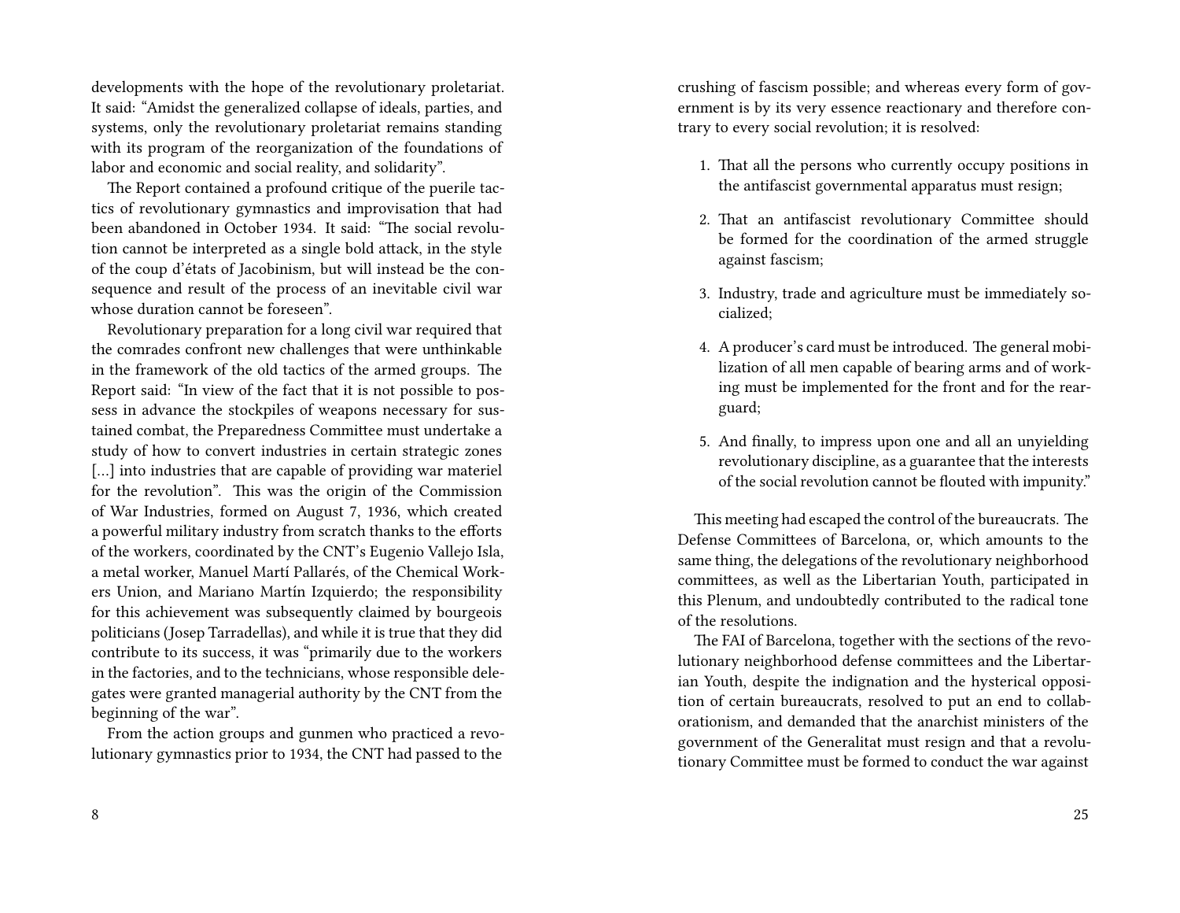developments with the hope of the revolutionary proletariat. It said: "Amidst the generalized collapse of ideals, parties, and systems, only the revolutionary proletariat remains standing with its program of the reorganization of the foundations of labor and economic and social reality, and solidarity".

The Report contained a profound critique of the puerile tactics of revolutionary gymnastics and improvisation that had been abandoned in October 1934. It said: "The social revolution cannot be interpreted as a single bold attack, in the style of the coup d'états of Jacobinism, but will instead be the consequence and result of the process of an inevitable civil war whose duration cannot be foreseen".

Revolutionary preparation for a long civil war required that the comrades confront new challenges that were unthinkable in the framework of the old tactics of the armed groups. The Report said: "In view of the fact that it is not possible to possess in advance the stockpiles of weapons necessary for sustained combat, the Preparedness Committee must undertake a study of how to convert industries in certain strategic zones […] into industries that are capable of providing war materiel for the revolution". This was the origin of the Commission of War Industries, formed on August 7, 1936, which created a powerful military industry from scratch thanks to the efforts of the workers, coordinated by the CNT's Eugenio Vallejo Isla, a metal worker, Manuel Martí Pallarés, of the Chemical Workers Union, and Mariano Martín Izquierdo; the responsibility for this achievement was subsequently claimed by bourgeois politicians (Josep Tarradellas), and while it is true that they did contribute to its success, it was "primarily due to the workers in the factories, and to the technicians, whose responsible delegates were granted managerial authority by the CNT from the beginning of the war".

From the action groups and gunmen who practiced a revolutionary gymnastics prior to 1934, the CNT had passed to the

crushing of fascism possible; and whereas every form of government is by its very essence reactionary and therefore contrary to every social revolution; it is resolved:

1. That all the persons who currently occupy positions in the antifascist governmental apparatus must resign;
2. That an antifascist revolutionary Committee should be formed for the coordination of the armed struggle against fascism;
3. Industry, trade and agriculture must be immediately socialized;
4. A producer's card must be introduced. The general mobilization of all men capable of bearing arms and of working must be implemented for the front and for the rearguard;
5. And finally, to impress upon one and all an unyielding revolutionary discipline, as a guarantee that the interests of the social revolution cannot be flouted with impunity."

This meeting had escaped the control of the bureaucrats. The Defense Committees of Barcelona, or, which amounts to the same thing, the delegations of the revolutionary neighborhood committees, as well as the Libertarian Youth, participated in this Plenum, and undoubtedly contributed to the radical tone of the resolutions.

The FAI of Barcelona, together with the sections of the revolutionary neighborhood defense committees and the Libertarian Youth, despite the indignation and the hysterical opposition of certain bureaucrats, resolved to put an end to collaborationism, and demanded that the anarchist ministers of the government of the Generalitat must resign and that a revolutionary Committee must be formed to conduct the war against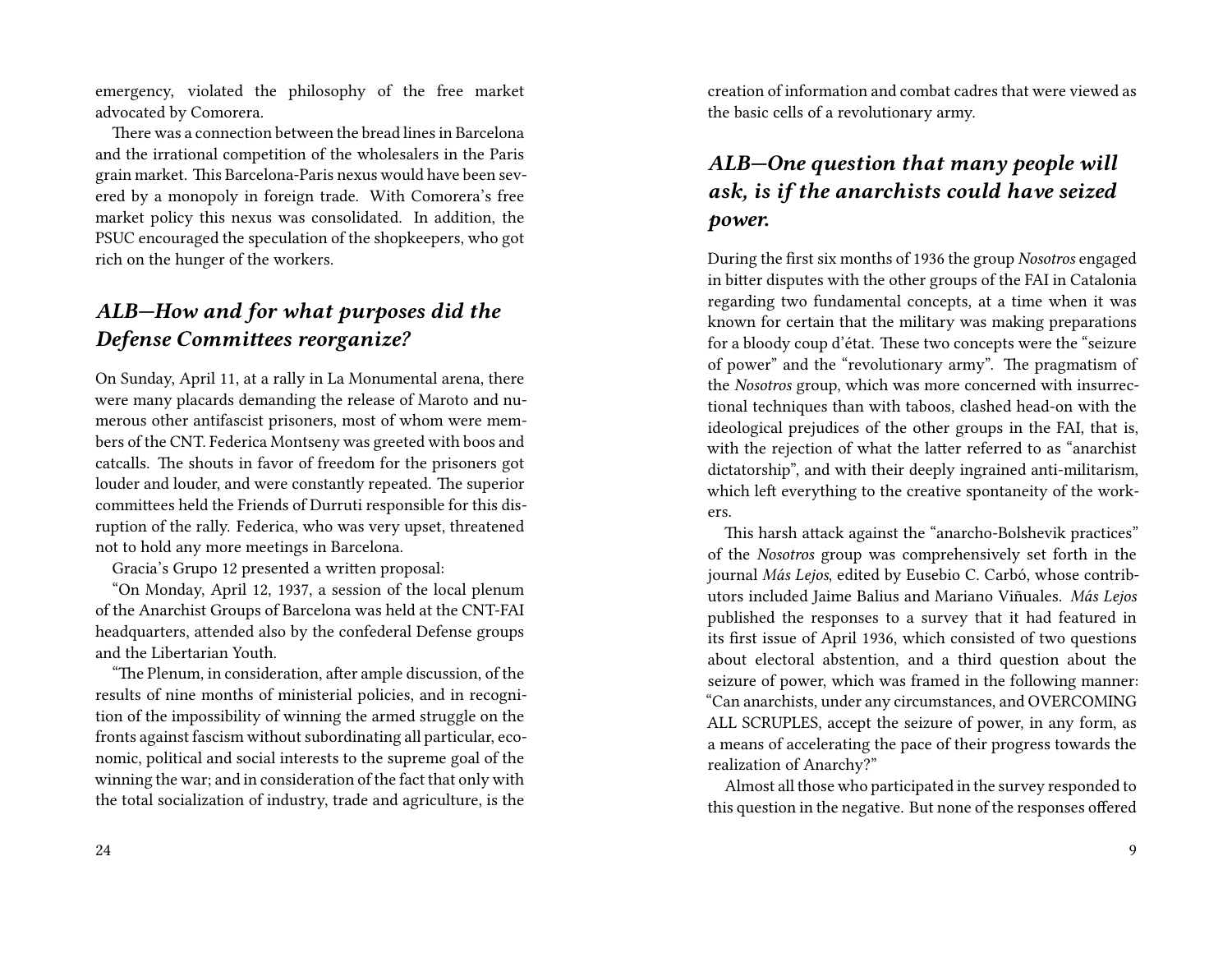emergency, violated the philosophy of the free market advocated by Comorera.

There was a connection between the bread lines in Barcelona and the irrational competition of the wholesalers in the Paris grain market. This Barcelona-Paris nexus would have been severed by a monopoly in foreign trade. With Comorera's free market policy this nexus was consolidated. In addition, the PSUC encouraged the speculation of the shopkeepers, who got rich on the hunger of the workers.

## *ALB—How and for what purposes did the Defense Committees reorganize?*

On Sunday, April 11, at a rally in La Monumental arena, there were many placards demanding the release of Maroto and numerous other antifascist prisoners, most of whom were members of the CNT. Federica Montseny was greeted with boos and catcalls. The shouts in favor of freedom for the prisoners got louder and louder, and were constantly repeated. The superior committees held the Friends of Durruti responsible for this disruption of the rally. Federica, who was very upset, threatened not to hold any more meetings in Barcelona.

Gracia's Grupo 12 presented a written proposal:

"On Monday, April 12, 1937, a session of the local plenum of the Anarchist Groups of Barcelona was held at the CNT-FAI headquarters, attended also by the confederal Defense groups and the Libertarian Youth.

"The Plenum, in consideration, after ample discussion, of the results of nine months of ministerial policies, and in recognition of the impossibility of winning the armed struggle on the fronts against fascism without subordinating all particular, economic, political and social interests to the supreme goal of the winning the war; and in consideration of the fact that only with the total socialization of industry, trade and agriculture, is the

creation of information and combat cadres that were viewed as the basic cells of a revolutionary army.

## *ALB—One question that many people will ask, is if the anarchists could have seized power.*

During the first six months of 1936 the group *Nosotros* engaged in bitter disputes with the other groups of the FAI in Catalonia regarding two fundamental concepts, at a time when it was known for certain that the military was making preparations for a bloody coup d'état. These two concepts were the "seizure of power" and the "revolutionary army". The pragmatism of the *Nosotros* group, which was more concerned with insurrectional techniques than with taboos, clashed head-on with the ideological prejudices of the other groups in the FAI, that is, with the rejection of what the latter referred to as "anarchist dictatorship", and with their deeply ingrained anti-militarism, which left everything to the creative spontaneity of the workers.

This harsh attack against the "anarcho-Bolshevik practices" of the *Nosotros* group was comprehensively set forth in the journal *Más Lejos*, edited by Eusebio C. Carbó, whose contributors included Jaime Balius and Mariano Viñuales. *Más Lejos* published the responses to a survey that it had featured in its first issue of April 1936, which consisted of two questions about electoral abstention, and a third question about the seizure of power, which was framed in the following manner: "Can anarchists, under any circumstances, and OVERCOMING ALL SCRUPLES, accept the seizure of power, in any form, as a means of accelerating the pace of their progress towards the realization of Anarchy?"

Almost all those who participated in the survey responded to this question in the negative. But none of the responses offered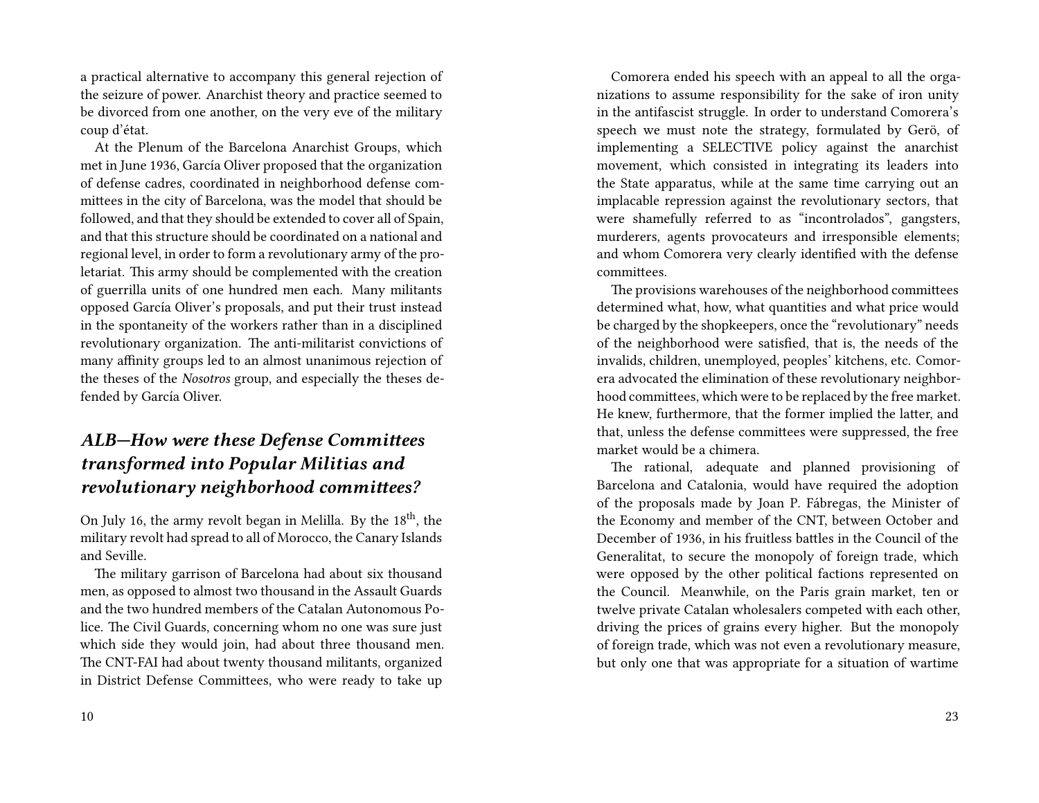a practical alternative to accompany this general rejection of the seizure of power. Anarchist theory and practice seemed to be divorced from one another, on the very eve of the military coup d'état.

At the Plenum of the Barcelona Anarchist Groups, which met in June 1936, García Oliver proposed that the organization of defense cadres, coordinated in neighborhood defense committees in the city of Barcelona, was the model that should be followed, and that they should be extended to cover all of Spain, and that this structure should be coordinated on a national and regional level, in order to form a revolutionary army of the proletariat. This army should be complemented with the creation of guerrilla units of one hundred men each. Many militants opposed García Oliver's proposals, and put their trust instead in the spontaneity of the workers rather than in a disciplined revolutionary organization. The anti-militarist convictions of many affinity groups led to an almost unanimous rejection of the theses of the *Nosotros* group, and especially the theses defended by García Oliver.

## *ALB—How were these Defense Committees transformed into Popular Militias and revolutionary neighborhood committees?*

On July 16, the army revolt began in Melilla. By the 18th, the military revolt had spread to all of Morocco, the Canary Islands and Seville.

The military garrison of Barcelona had about six thousand men, as opposed to almost two thousand in the Assault Guards and the two hundred members of the Catalan Autonomous Police. The Civil Guards, concerning whom no one was sure just which side they would join, had about three thousand men. The CNT-FAI had about twenty thousand militants, organized in District Defense Committees, who were ready to take up

Comorera ended his speech with an appeal to all the organizations to assume responsibility for the sake of iron unity in the antifascist struggle. In order to understand Comorera's speech we must note the strategy, formulated by Gerö, of implementing a SELECTIVE policy against the anarchist movement, which consisted in integrating its leaders into the State apparatus, while at the same time carrying out an implacable repression against the revolutionary sectors, that were shamefully referred to as "incontrolados", gangsters, murderers, agents provocateurs and irresponsible elements; and whom Comorera very clearly identified with the defense committees.

The provisions warehouses of the neighborhood committees determined what, how, what quantities and what price would be charged by the shopkeepers, once the "revolutionary" needs of the neighborhood were satisfied, that is, the needs of the invalids, children, unemployed, peoples' kitchens, etc. Comorera advocated the elimination of these revolutionary neighborhood committees, which were to be replaced by the free market. He knew, furthermore, that the former implied the latter, and that, unless the defense committees were suppressed, the free market would be a chimera.

The rational, adequate and planned provisioning of Barcelona and Catalonia, would have required the adoption of the proposals made by Joan P. Fábregas, the Minister of the Economy and member of the CNT, between October and December of 1936, in his fruitless battles in the Council of the Generalitat, to secure the monopoly of foreign trade, which were opposed by the other political factions represented on the Council. Meanwhile, on the Paris grain market, ten or twelve private Catalan wholesalers competed with each other, driving the prices of grains every higher. But the monopoly of foreign trade, which was not even a revolutionary measure, but only one that was appropriate for a situation of wartime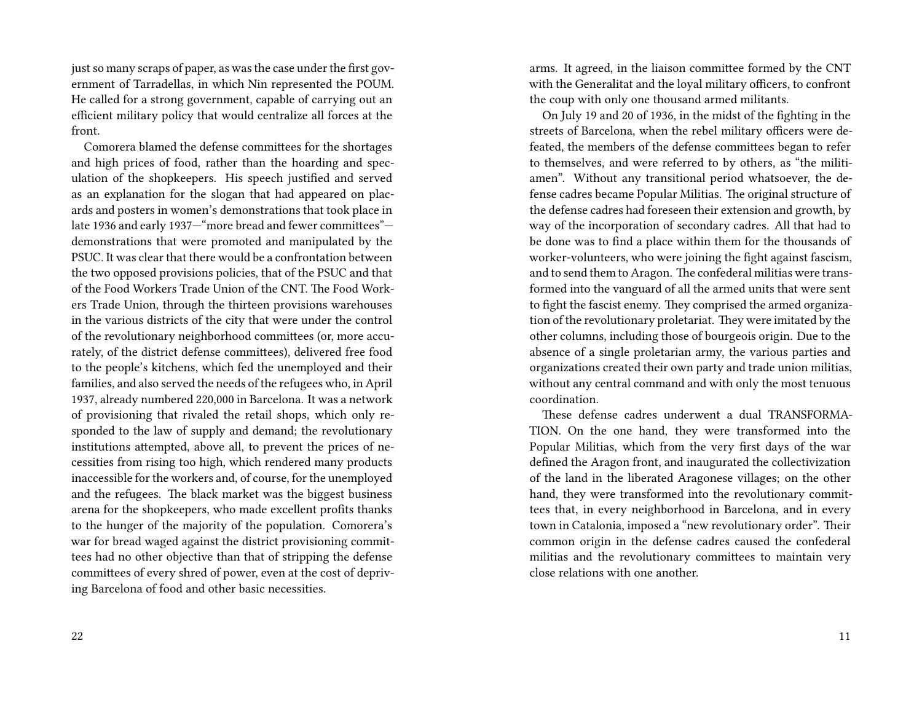just so many scraps of paper, as was the case under the first government of Tarradellas, in which Nin represented the POUM. He called for a strong government, capable of carrying out an efficient military policy that would centralize all forces at the front.

Comorera blamed the defense committees for the shortages and high prices of food, rather than the hoarding and speculation of the shopkeepers. His speech justified and served as an explanation for the slogan that had appeared on placards and posters in women's demonstrations that took place in late 1936 and early 1937—"more bread and fewer committees"—demonstrations that were promoted and manipulated by the PSUC. It was clear that there would be a confrontation between the two opposed provisions policies, that of the PSUC and that of the Food Workers Trade Union of the CNT. The Food Workers Trade Union, through the thirteen provisions warehouses in the various districts of the city that were under the control of the revolutionary neighborhood committees (or, more accurately, of the district defense committees), delivered free food to the people's kitchens, which fed the unemployed and their families, and also served the needs of the refugees who, in April 1937, already numbered 220,000 in Barcelona. It was a network of provisioning that rivaled the retail shops, which only responded to the law of supply and demand; the revolutionary institutions attempted, above all, to prevent the prices of necessities from rising too high, which rendered many products inaccessible for the workers and, of course, for the unemployed and the refugees. The black market was the biggest business arena for the shopkeepers, who made excellent profits thanks to the hunger of the majority of the population. Comorera's war for bread waged against the district provisioning committees had no other objective than that of stripping the defense committees of every shred of power, even at the cost of depriving Barcelona of food and other basic necessities.

arms. It agreed, in the liaison committee formed by the CNT with the Generalitat and the loyal military officers, to confront the coup with only one thousand armed militants.

On July 19 and 20 of 1936, in the midst of the fighting in the streets of Barcelona, when the rebel military officers were defeated, the members of the defense committees began to refer to themselves, and were referred to by others, as "the militiamen". Without any transitional period whatsoever, the defense cadres became Popular Militias. The original structure of the defense cadres had foreseen their extension and growth, by way of the incorporation of secondary cadres. All that had to be done was to find a place within them for the thousands of worker-volunteers, who were joining the fight against fascism, and to send them to Aragon. The confederal militias were transformed into the vanguard of all the armed units that were sent to fight the fascist enemy. They comprised the armed organization of the revolutionary proletariat. They were imitated by the other columns, including those of bourgeois origin. Due to the absence of a single proletarian army, the various parties and organizations created their own party and trade union militias, without any central command and with only the most tenuous coordination.

These defense cadres underwent a dual TRANSFORMATION. On the one hand, they were transformed into the Popular Militias, which from the very first days of the war defined the Aragon front, and inaugurated the collectivization of the land in the liberated Aragonese villages; on the other hand, they were transformed into the revolutionary committees that, in every neighborhood in Barcelona, and in every town in Catalonia, imposed a "new revolutionary order". Their common origin in the defense cadres caused the confederal militias and the revolutionary committees to maintain very close relations with one another.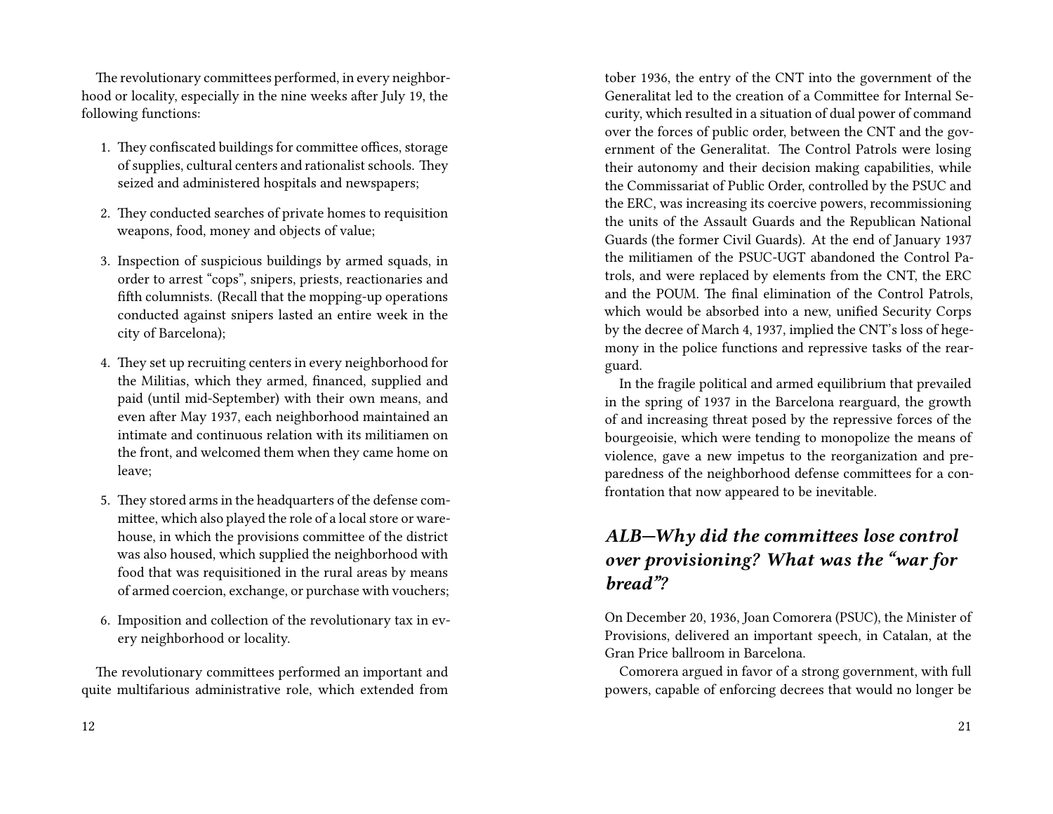The revolutionary committees performed, in every neighborhood or locality, especially in the nine weeks after July 19, the following functions:

1. They confiscated buildings for committee offices, storage of supplies, cultural centers and rationalist schools. They seized and administered hospitals and newspapers;
2. They conducted searches of private homes to requisition weapons, food, money and objects of value;
3. Inspection of suspicious buildings by armed squads, in order to arrest "cops", snipers, priests, reactionaries and fifth columnists. (Recall that the mopping-up operations conducted against snipers lasted an entire week in the city of Barcelona);
4. They set up recruiting centers in every neighborhood for the Militias, which they armed, financed, supplied and paid (until mid-September) with their own means, and even after May 1937, each neighborhood maintained an intimate and continuous relation with its militiamen on the front, and welcomed them when they came home on leave;
5. They stored arms in the headquarters of the defense committee, which also played the role of a local store or warehouse, in which the provisions committee of the district was also housed, which supplied the neighborhood with food that was requisitioned in the rural areas by means of armed coercion, exchange, or purchase with vouchers;
6. Imposition and collection of the revolutionary tax in every neighborhood or locality.

The revolutionary committees performed an important and quite multifarious administrative role, which extended from

tober 1936, the entry of the CNT into the government of the Generalitat led to the creation of a Committee for Internal Security, which resulted in a situation of dual power of command over the forces of public order, between the CNT and the government of the Generalitat. The Control Patrols were losing their autonomy and their decision making capabilities, while the Commissariat of Public Order, controlled by the PSUC and the ERC, was increasing its coercive powers, recommissioning the units of the Assault Guards and the Republican National Guards (the former Civil Guards). At the end of January 1937 the militiamen of the PSUC-UGT abandoned the Control Patrols, and were replaced by elements from the CNT, the ERC and the POUM. The final elimination of the Control Patrols, which would be absorbed into a new, unified Security Corps by the decree of March 4, 1937, implied the CNT's loss of hegemony in the police functions and repressive tasks of the rearguard.

In the fragile political and armed equilibrium that prevailed in the spring of 1937 in the Barcelona rearguard, the growth of and increasing threat posed by the repressive forces of the bourgeoisie, which were tending to monopolize the means of violence, gave a new impetus to the reorganization and preparedness of the neighborhood defense committees for a confrontation that now appeared to be inevitable.

## *ALB—Why did the committees lose control over provisioning? What was the "war for bread"?*

On December 20, 1936, Joan Comorera (PSUC), the Minister of Provisions, delivered an important speech, in Catalan, at the Gran Price ballroom in Barcelona.

Comorera argued in favor of a strong government, with full powers, capable of enforcing decrees that would no longer be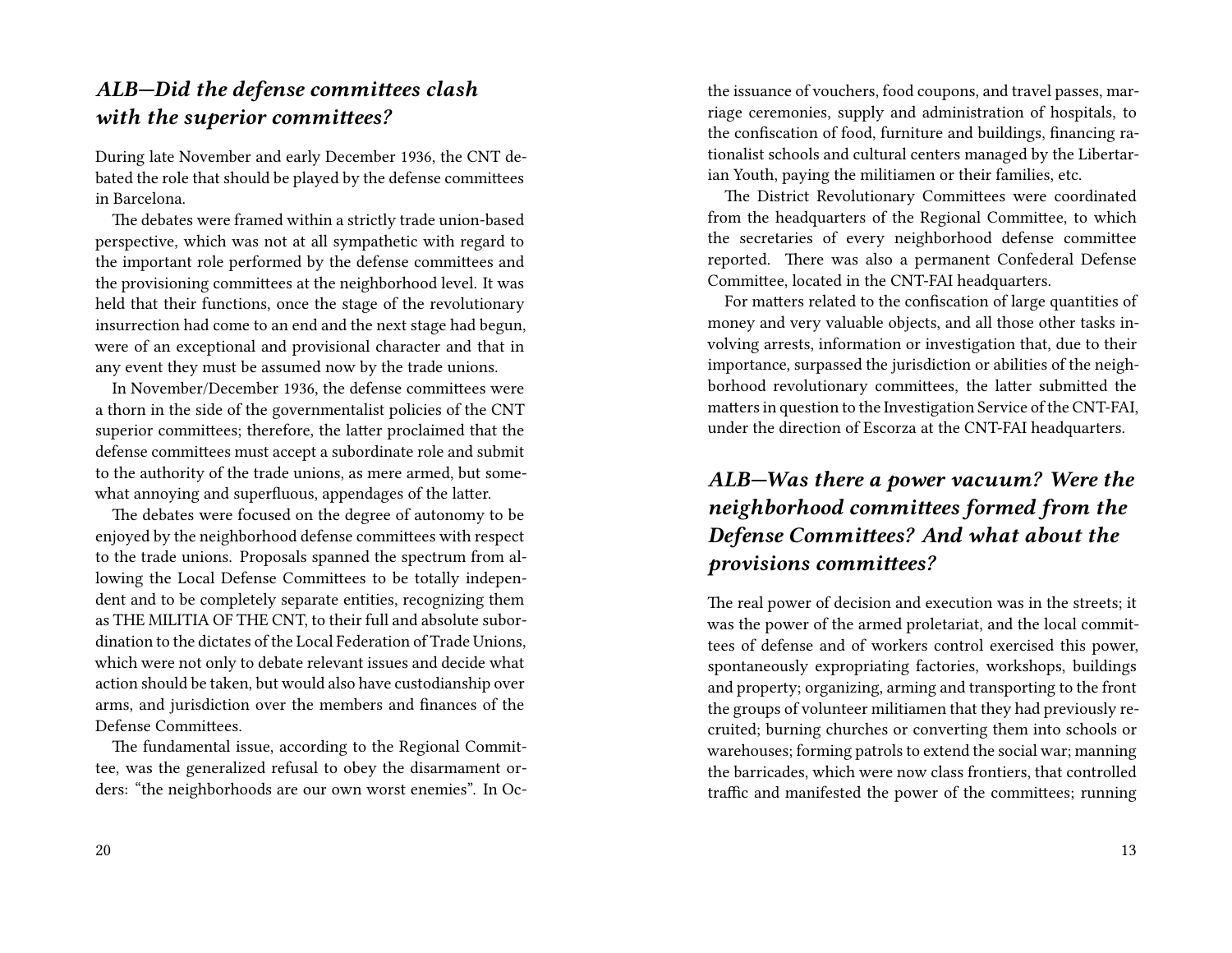## *ALB—Did the defense committees clash with the superior committees?*

During late November and early December 1936, the CNT debated the role that should be played by the defense committees in Barcelona.

The debates were framed within a strictly trade union-based perspective, which was not at all sympathetic with regard to the important role performed by the defense committees and the provisioning committees at the neighborhood level. It was held that their functions, once the stage of the revolutionary insurrection had come to an end and the next stage had begun, were of an exceptional and provisional character and that in any event they must be assumed now by the trade unions.

In November/December 1936, the defense committees were a thorn in the side of the governmentalist policies of the CNT superior committees; therefore, the latter proclaimed that the defense committees must accept a subordinate role and submit to the authority of the trade unions, as mere armed, but somewhat annoying and superfluous, appendages of the latter.

The debates were focused on the degree of autonomy to be enjoyed by the neighborhood defense committees with respect to the trade unions. Proposals spanned the spectrum from allowing the Local Defense Committees to be totally independent and to be completely separate entities, recognizing them as THE MILITIA OF THE CNT, to their full and absolute subordination to the dictates of the Local Federation of Trade Unions, which were not only to debate relevant issues and decide what action should be taken, but would also have custodianship over arms, and jurisdiction over the members and finances of the Defense Committees.

The fundamental issue, according to the Regional Committee, was the generalized refusal to obey the disarmament orders: "the neighborhoods are our own worst enemies". In Oc-

the issuance of vouchers, food coupons, and travel passes, marriage ceremonies, supply and administration of hospitals, to the confiscation of food, furniture and buildings, financing rationalist schools and cultural centers managed by the Libertarian Youth, paying the militiamen or their families, etc.

The District Revolutionary Committees were coordinated from the headquarters of the Regional Committee, to which the secretaries of every neighborhood defense committee reported. There was also a permanent Confederal Defense Committee, located in the CNT-FAI headquarters.

For matters related to the confiscation of large quantities of money and very valuable objects, and all those other tasks involving arrests, information or investigation that, due to their importance, surpassed the jurisdiction or abilities of the neighborhood revolutionary committees, the latter submitted the matters in question to the Investigation Service of the CNT-FAI, under the direction of Escorza at the CNT-FAI headquarters.

## *ALB—Was there a power vacuum? Were the neighborhood committees formed from the Defense Committees? And what about the provisions committees?*

The real power of decision and execution was in the streets; it was the power of the armed proletariat, and the local committees of defense and of workers control exercised this power, spontaneously expropriating factories, workshops, buildings and property; organizing, arming and transporting to the front the groups of volunteer militiamen that they had previously recruited; burning churches or converting them into schools or warehouses; forming patrols to extend the social war; manning the barricades, which were now class frontiers, that controlled traffic and manifested the power of the committees; running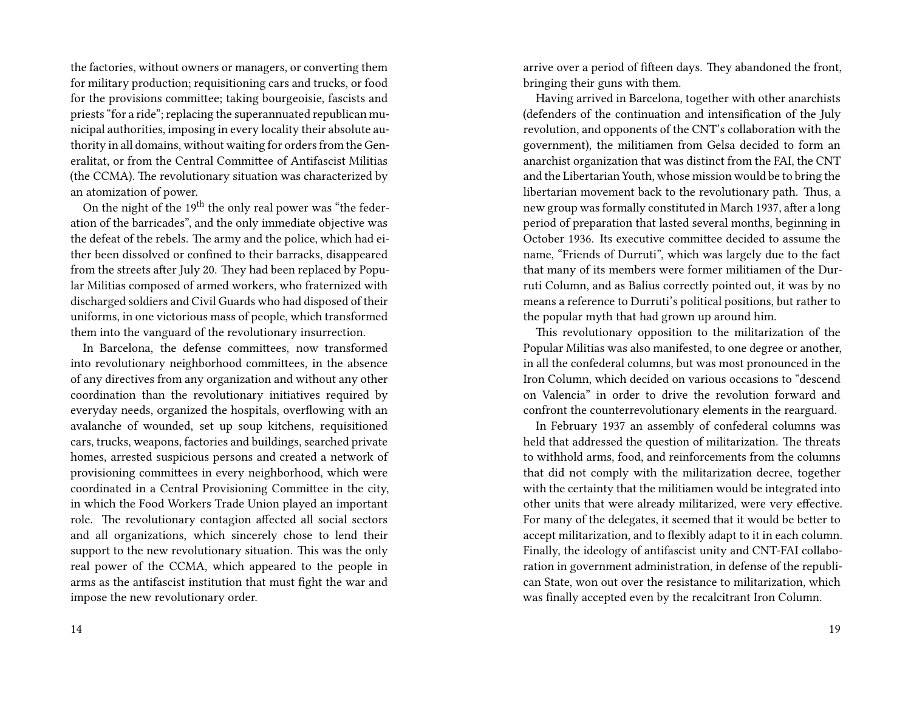the factories, without owners or managers, or converting them for military production; requisitioning cars and trucks, or food for the provisions committee; taking bourgeoisie, fascists and priests "for a ride"; replacing the superannuated republican municipal authorities, imposing in every locality their absolute authority in all domains, without waiting for orders from the Generalitat, or from the Central Committee of Antifascist Militias (the CCMA). The revolutionary situation was characterized by an atomization of power.

On the night of the 19th the only real power was "the federation of the barricades", and the only immediate objective was the defeat of the rebels. The army and the police, which had either been dissolved or confined to their barracks, disappeared from the streets after July 20. They had been replaced by Popular Militias composed of armed workers, who fraternized with discharged soldiers and Civil Guards who had disposed of their uniforms, in one victorious mass of people, which transformed them into the vanguard of the revolutionary insurrection.

In Barcelona, the defense committees, now transformed into revolutionary neighborhood committees, in the absence of any directives from any organization and without any other coordination than the revolutionary initiatives required by everyday needs, organized the hospitals, overflowing with an avalanche of wounded, set up soup kitchens, requisitioned cars, trucks, weapons, factories and buildings, searched private homes, arrested suspicious persons and created a network of provisioning committees in every neighborhood, which were coordinated in a Central Provisioning Committee in the city, in which the Food Workers Trade Union played an important role. The revolutionary contagion affected all social sectors and all organizations, which sincerely chose to lend their support to the new revolutionary situation. This was the only real power of the CCMA, which appeared to the people in arms as the antifascist institution that must fight the war and impose the new revolutionary order.

arrive over a period of fifteen days. They abandoned the front, bringing their guns with them.

Having arrived in Barcelona, together with other anarchists (defenders of the continuation and intensification of the July revolution, and opponents of the CNT's collaboration with the government), the militiamen from Gelsa decided to form an anarchist organization that was distinct from the FAI, the CNT and the Libertarian Youth, whose mission would be to bring the libertarian movement back to the revolutionary path. Thus, a new group was formally constituted in March 1937, after a long period of preparation that lasted several months, beginning in October 1936. Its executive committee decided to assume the name, "Friends of Durruti", which was largely due to the fact that many of its members were former militiamen of the Durruti Column, and as Balius correctly pointed out, it was by no means a reference to Durruti's political positions, but rather to the popular myth that had grown up around him.

This revolutionary opposition to the militarization of the Popular Militias was also manifested, to one degree or another, in all the confederal columns, but was most pronounced in the Iron Column, which decided on various occasions to "descend on Valencia" in order to drive the revolution forward and confront the counterrevolutionary elements in the rearguard.

In February 1937 an assembly of confederal columns was held that addressed the question of militarization. The threats to withhold arms, food, and reinforcements from the columns that did not comply with the militarization decree, together with the certainty that the militiamen would be integrated into other units that were already militarized, were very effective. For many of the delegates, it seemed that it would be better to accept militarization, and to flexibly adapt to it in each column. Finally, the ideology of antifascist unity and CNT-FAI collaboration in government administration, in defense of the republican State, won out over the resistance to militarization, which was finally accepted even by the recalcitrant Iron Column.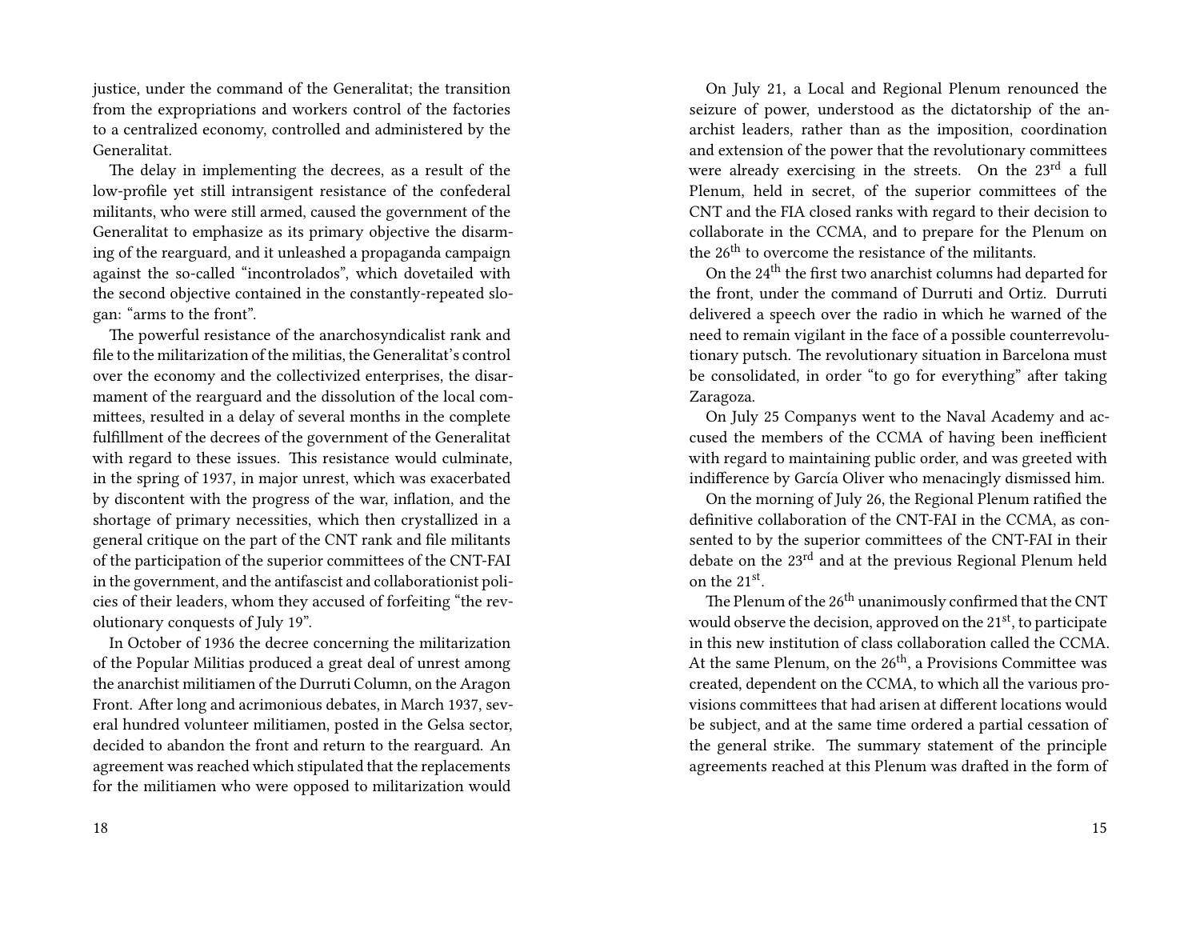justice, under the command of the Generalitat; the transition from the expropriations and workers control of the factories to a centralized economy, controlled and administered by the Generalitat.

The delay in implementing the decrees, as a result of the low-profile yet still intransigent resistance of the confederal militants, who were still armed, caused the government of the Generalitat to emphasize as its primary objective the disarming of the rearguard, and it unleashed a propaganda campaign against the so-called "incontrolados", which dovetailed with the second objective contained in the constantly-repeated slogan: "arms to the front".

The powerful resistance of the anarchosyndicalist rank and file to the militarization of the militias, the Generalitat's control over the economy and the collectivized enterprises, the disarmament of the rearguard and the dissolution of the local committees, resulted in a delay of several months in the complete fulfillment of the decrees of the government of the Generalitat with regard to these issues. This resistance would culminate, in the spring of 1937, in major unrest, which was exacerbated by discontent with the progress of the war, inflation, and the shortage of primary necessities, which then crystallized in a general critique on the part of the CNT rank and file militants of the participation of the superior committees of the CNT-FAI in the government, and the antifascist and collaborationist policies of their leaders, whom they accused of forfeiting "the revolutionary conquests of July 19".

In October of 1936 the decree concerning the militarization of the Popular Militias produced a great deal of unrest among the anarchist militiamen of the Durruti Column, on the Aragon Front. After long and acrimonious debates, in March 1937, several hundred volunteer militiamen, posted in the Gelsa sector, decided to abandon the front and return to the rearguard. An agreement was reached which stipulated that the replacements for the militiamen who were opposed to militarization would

On July 21, a Local and Regional Plenum renounced the seizure of power, understood as the dictatorship of the anarchist leaders, rather than as the imposition, coordination and extension of the power that the revolutionary committees were already exercising in the streets. On the 23rd a full Plenum, held in secret, of the superior committees of the CNT and the FIA closed ranks with regard to their decision to collaborate in the CCMA, and to prepare for the Plenum on the 26th to overcome the resistance of the militants.

On the 24th the first two anarchist columns had departed for the front, under the command of Durruti and Ortiz. Durruti delivered a speech over the radio in which he warned of the need to remain vigilant in the face of a possible counterrevolutionary putsch. The revolutionary situation in Barcelona must be consolidated, in order "to go for everything" after taking Zaragoza.

On July 25 Companys went to the Naval Academy and accused the members of the CCMA of having been inefficient with regard to maintaining public order, and was greeted with indifference by García Oliver who menacingly dismissed him.

On the morning of July 26, the Regional Plenum ratified the definitive collaboration of the CNT-FAI in the CCMA, as consented to by the superior committees of the CNT-FAI in their debate on the 23rd and at the previous Regional Plenum held on the 21st.

The Plenum of the 26th unanimously confirmed that the CNT would observe the decision, approved on the 21st, to participate in this new institution of class collaboration called the CCMA. At the same Plenum, on the 26th, a Provisions Committee was created, dependent on the CCMA, to which all the various provisions committees that had arisen at different locations would be subject, and at the same time ordered a partial cessation of the general strike. The summary statement of the principle agreements reached at this Plenum was drafted in the form of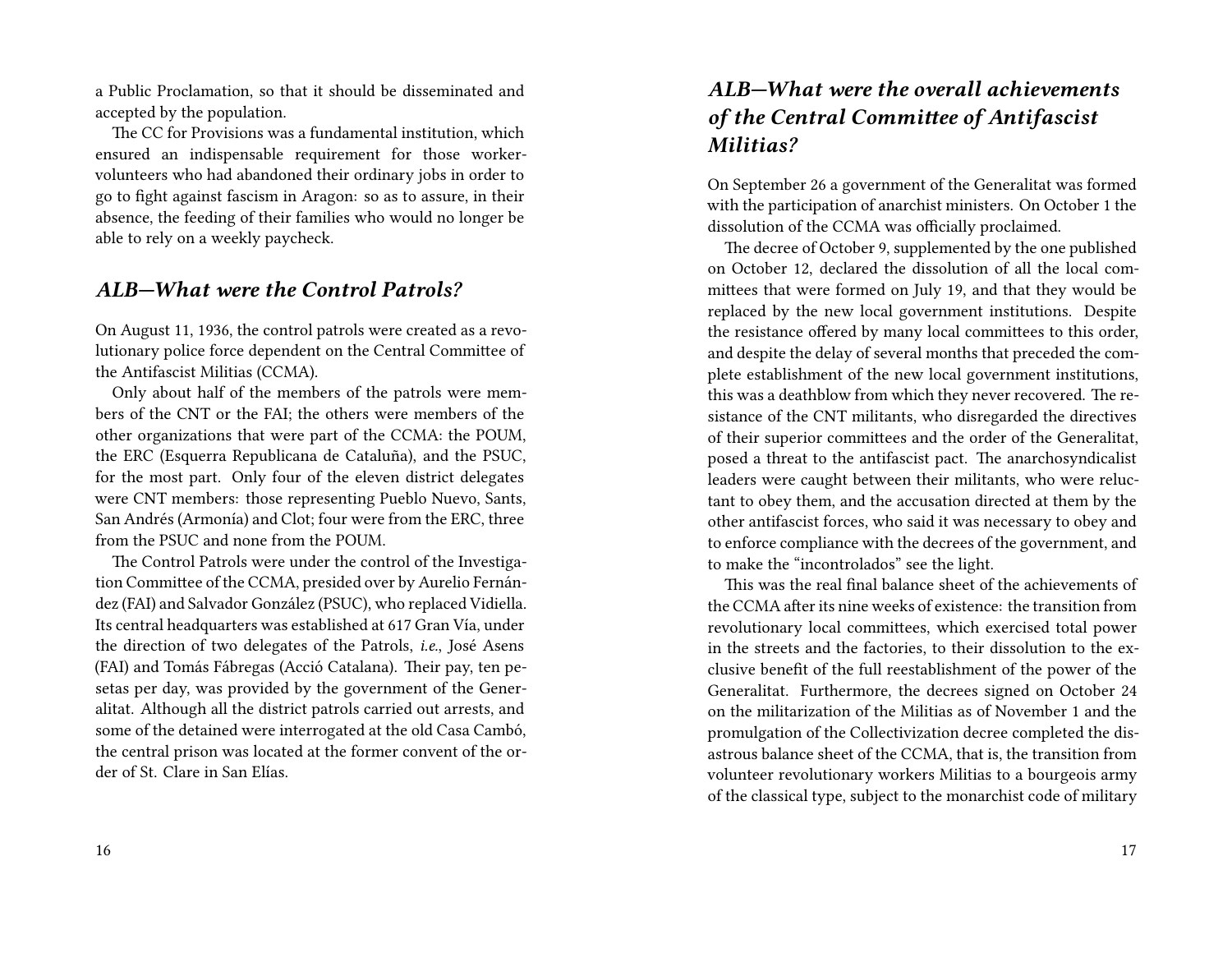a Public Proclamation, so that it should be disseminated and accepted by the population.

The CC for Provisions was a fundamental institution, which ensured an indispensable requirement for those worker-volunteers who had abandoned their ordinary jobs in order to go to fight against fascism in Aragon: so as to assure, in their absence, the feeding of their families who would no longer be able to rely on a weekly paycheck.

## *ALB—What were the Control Patrols?*

On August 11, 1936, the control patrols were created as a revolutionary police force dependent on the Central Committee of the Antifascist Militias (CCMA).

Only about half of the members of the patrols were members of the CNT or the FAI; the others were members of the other organizations that were part of the CCMA: the POUM, the ERC (Esquerra Republicana de Cataluña), and the PSUC, for the most part. Only four of the eleven district delegates were CNT members: those representing Pueblo Nuevo, Sants, San Andrés (Armonía) and Clot; four were from the ERC, three from the PSUC and none from the POUM.

The Control Patrols were under the control of the Investigation Committee of the CCMA, presided over by Aurelio Fernández (FAI) and Salvador González (PSUC), who replaced Vidiella. Its central headquarters was established at 617 Gran Vía, under the direction of two delegates of the Patrols, *i.e.*, José Asens (FAI) and Tomás Fábregas (Acció Catalana). Their pay, ten pesetas per day, was provided by the government of the Generalitat. Although all the district patrols carried out arrests, and some of the detained were interrogated at the old Casa Cambó, the central prison was located at the former convent of the order of St. Clare in San Elías.

## *ALB—What were the overall achievements of the Central Committee of Antifascist Militias?*

On September 26 a government of the Generalitat was formed with the participation of anarchist ministers. On October 1 the dissolution of the CCMA was officially proclaimed.

The decree of October 9, supplemented by the one published on October 12, declared the dissolution of all the local committees that were formed on July 19, and that they would be replaced by the new local government institutions. Despite the resistance offered by many local committees to this order, and despite the delay of several months that preceded the complete establishment of the new local government institutions, this was a deathblow from which they never recovered. The resistance of the CNT militants, who disregarded the directives of their superior committees and the order of the Generalitat, posed a threat to the antifascist pact. The anarchosyndicalist leaders were caught between their militants, who were reluctant to obey them, and the accusation directed at them by the other antifascist forces, who said it was necessary to obey and to enforce compliance with the decrees of the government, and to make the "incontrolados" see the light.

This was the real final balance sheet of the achievements of the CCMA after its nine weeks of existence: the transition from revolutionary local committees, which exercised total power in the streets and the factories, to their dissolution to the exclusive benefit of the full reestablishment of the power of the Generalitat. Furthermore, the decrees signed on October 24 on the militarization of the Militias as of November 1 and the promulgation of the Collectivization decree completed the disastrous balance sheet of the CCMA, that is, the transition from volunteer revolutionary workers Militias to a bourgeois army of the classical type, subject to the monarchist code of military